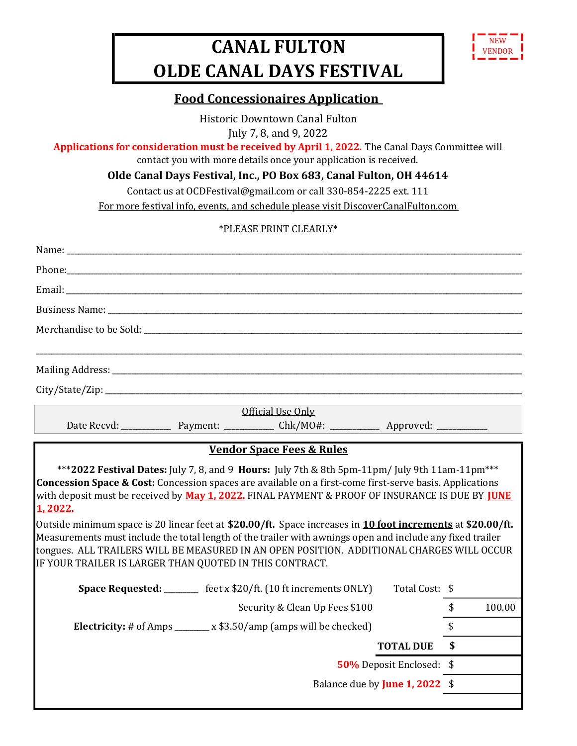NEW VENDOR

# CANAL FULTON
# OLDE CANAL DAYS FESTIVAL

## Food Concessionaires Application

Historic Downtown Canal Fulton

July 7, 8, and 9, 2022

**Applications for consideration must be received by April 1, 2022.** The Canal Days Committee will contact you with more details once your application is received.

**Olde Canal Days Festival, Inc., PO Box 683, Canal Fulton, OH 44614**

Contact us at OCDFestival@gmail.com or call 330-854-2225 ext. 111

For more festival info, events, and schedule please visit DiscoverCanalFulton.com

*PLEASE PRINT CLEARLY*

Name: ____________________________________________

Phone: ____________________________________________

Email: ____________________________________________

Business Name: ____________________________________________

Merchandise to be Sold: ____________________________________________

____________________________________________

Mailing Address: ____________________________________________

City/State/Zip: ____________________________________________

Official Use Only

Date Recvd: __________ Payment: __________ Chk/MO#: __________ Approved: __________

## Vendor Space Fees & Rules

***2022 Festival Dates:** July 7, 8, and 9 **Hours:** July 7th & 8th 5pm-11pm/ July 9th 11am-11pm***

**Concession Space & Cost:** Concession spaces are available on a first-come first-serve basis. Applications with deposit must be received by **May 1, 2022.** FINAL PAYMENT & PROOF OF INSURANCE IS DUE BY **JUNE 1, 2022.**

Outside minimum space is 20 linear feet at **$20.00/ft.** Space increases in **10 foot increments** at **$20.00/ft.** Measurements must include the total length of the trailer with awnings open and include any fixed trailer tongues. ALL TRAILERS WILL BE MEASURED IN AN OPEN POSITION. ADDITIONAL CHARGES WILL OCCUR IF YOUR TRAILER IS LARGER THAN QUOTED IN THIS CONTRACT.

| | | |
|---|---|---|
| **Space Requested:** _______ feet x $20/ft. (10 ft increments ONLY) | Total Cost: | $ |
| Security & Clean Up Fees $100 | | $ 100.00 |
| **Electricity:** # of Amps _______ x $3.50/amp (amps will be checked) | | $ |
| | **TOTAL DUE** | **$** |
| | **50%** Deposit Enclosed: | $ |
| | Balance due by **June 1, 2022** | $ |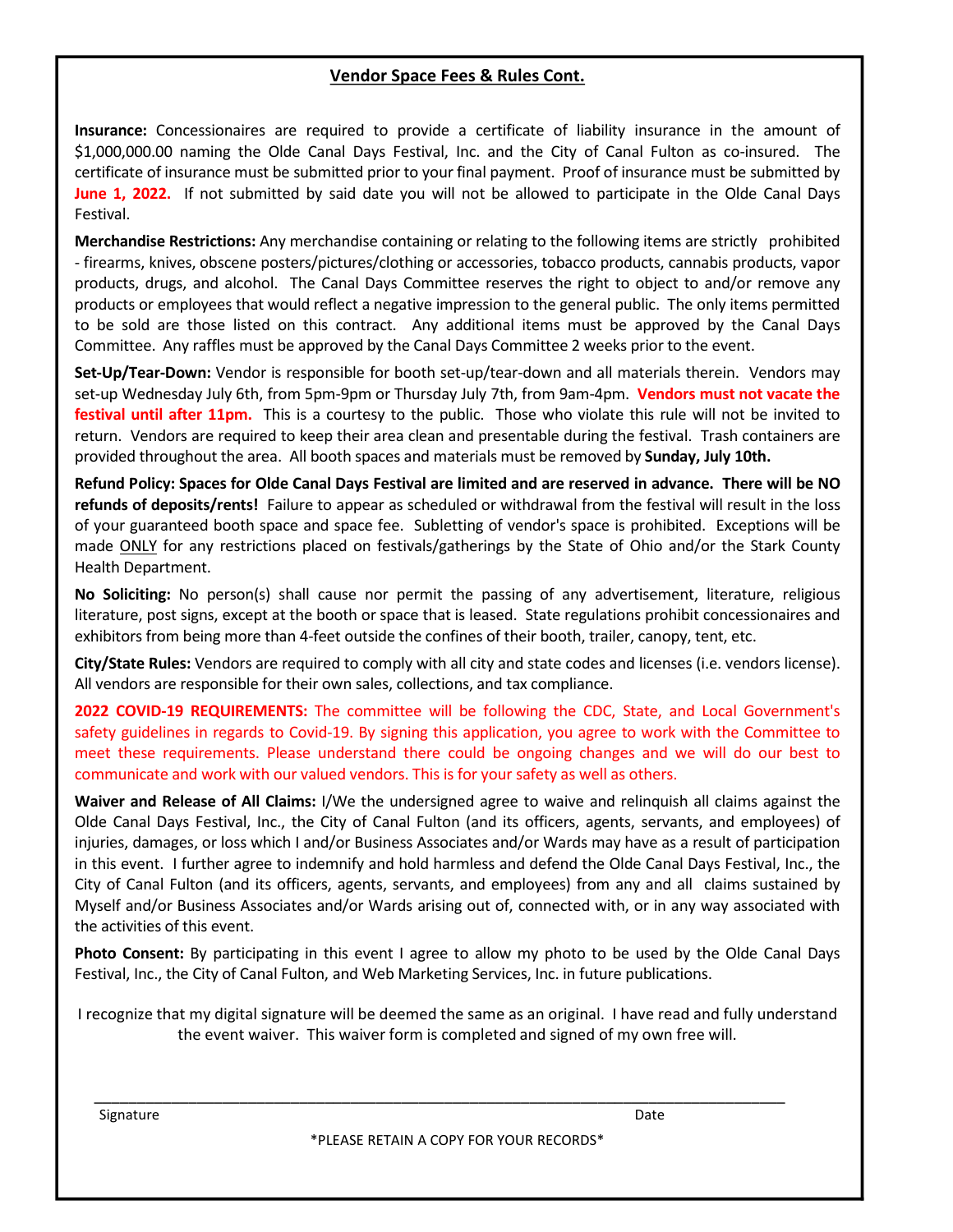## Vendor Space Fees & Rules Cont.

**Insurance:** Concessionaires are required to provide a certificate of liability insurance in the amount of $1,000,000.00 naming the Olde Canal Days Festival, Inc. and the City of Canal Fulton as co-insured. The certificate of insurance must be submitted prior to your final payment. Proof of insurance must be submitted by **June 1, 2022.** If not submitted by said date you will not be allowed to participate in the Olde Canal Days Festival.

**Merchandise Restrictions:** Any merchandise containing or relating to the following items are strictly prohibited - firearms, knives, obscene posters/pictures/clothing or accessories, tobacco products, cannabis products, vapor products, drugs, and alcohol. The Canal Days Committee reserves the right to object to and/or remove any products or employees that would reflect a negative impression to the general public. The only items permitted to be sold are those listed on this contract. Any additional items must be approved by the Canal Days Committee. Any raffles must be approved by the Canal Days Committee 2 weeks prior to the event.

**Set-Up/Tear-Down:** Vendor is responsible for booth set-up/tear-down and all materials therein. Vendors may set-up Wednesday July 6th, from 5pm-9pm or Thursday July 7th, from 9am-4pm. **Vendors must not vacate the festival until after 11pm.** This is a courtesy to the public. Those who violate this rule will not be invited to return. Vendors are required to keep their area clean and presentable during the festival. Trash containers are provided throughout the area. All booth spaces and materials must be removed by **Sunday, July 10th.**

**Refund Policy: Spaces for Olde Canal Days Festival are limited and are reserved in advance. There will be NO refunds of deposits/rents!** Failure to appear as scheduled or withdrawal from the festival will result in the loss of your guaranteed booth space and space fee. Subletting of vendor's space is prohibited. Exceptions will be made ONLY for any restrictions placed on festivals/gatherings by the State of Ohio and/or the Stark County Health Department.

**No Soliciting:** No person(s) shall cause nor permit the passing of any advertisement, literature, religious literature, post signs, except at the booth or space that is leased. State regulations prohibit concessionaires and exhibitors from being more than 4-feet outside the confines of their booth, trailer, canopy, tent, etc.

**City/State Rules:** Vendors are required to comply with all city and state codes and licenses (i.e. vendors license). All vendors are responsible for their own sales, collections, and tax compliance.

**2022 COVID-19 REQUIREMENTS:** The committee will be following the CDC, State, and Local Government's safety guidelines in regards to Covid-19. By signing this application, you agree to work with the Committee to meet these requirements. Please understand there could be ongoing changes and we will do our best to communicate and work with our valued vendors. This is for your safety as well as others.

**Waiver and Release of All Claims:** I/We the undersigned agree to waive and relinquish all claims against the Olde Canal Days Festival, Inc., the City of Canal Fulton (and its officers, agents, servants, and employees) of injuries, damages, or loss which I and/or Business Associates and/or Wards may have as a result of participation in this event. I further agree to indemnify and hold harmless and defend the Olde Canal Days Festival, Inc., the City of Canal Fulton (and its officers, agents, servants, and employees) from any and all claims sustained by Myself and/or Business Associates and/or Wards arising out of, connected with, or in any way associated with the activities of this event.

**Photo Consent:** By participating in this event I agree to allow my photo to be used by the Olde Canal Days Festival, Inc., the City of Canal Fulton, and Web Marketing Services, Inc. in future publications.

I recognize that my digital signature will be deemed the same as an original. I have read and fully understand the event waiver. This waiver form is completed and signed of my own free will.

___________________________________________________________________________

Signature Date

*PLEASE RETAIN A COPY FOR YOUR RECORDS*